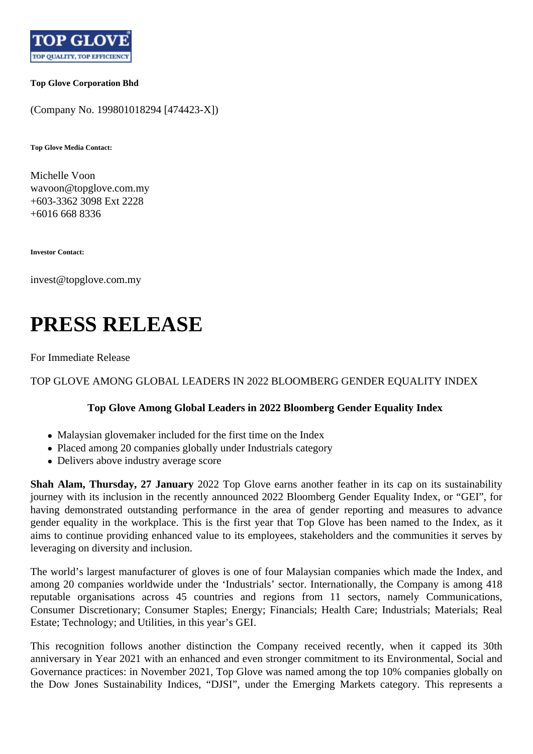TOP GLOVE

TOP QUALITY, TOP EFFICIENCY

**Top Glove Corporation Bhd**

(Company No. 199801018294 [474423-X])

**Top Glove Media Contact:**

Michelle Voon
wavoon@topglove.com.my
+603-3362 3098 Ext 2228
+6016 668 8336

**Investor Contact:**

invest@topglove.com.my

# PRESS RELEASE

For Immediate Release

TOP GLOVE AMONG GLOBAL LEADERS IN 2022 BLOOMBERG GENDER EQUALITY INDEX

**Top Glove Among Global Leaders in 2022 Bloomberg Gender Equality Index**

- Malaysian glovemaker included for the first time on the Index
- Placed among 20 companies globally under Industrials category
- Delivers above industry average score

**Shah Alam, Thursday, 27 January** 2022 Top Glove earns another feather in its cap on its sustainability journey with its inclusion in the recently announced 2022 Bloomberg Gender Equality Index, or "GEI", for having demonstrated outstanding performance in the area of gender reporting and measures to advance gender equality in the workplace. This is the first year that Top Glove has been named to the Index, as it aims to continue providing enhanced value to its employees, stakeholders and the communities it serves by leveraging on diversity and inclusion.

The world's largest manufacturer of gloves is one of four Malaysian companies which made the Index, and among 20 companies worldwide under the 'Industrials' sector. Internationally, the Company is among 418 reputable organisations across 45 countries and regions from 11 sectors, namely Communications, Consumer Discretionary; Consumer Staples; Energy; Financials; Health Care; Industrials; Materials; Real Estate; Technology; and Utilities, in this year's GEI.

This recognition follows another distinction the Company received recently, when it capped its 30th anniversary in Year 2021 with an enhanced and even stronger commitment to its Environmental, Social and Governance practices: in November 2021, Top Glove was named among the top 10% companies globally on the Dow Jones Sustainability Indices, "DJSI", under the Emerging Markets category. This represents a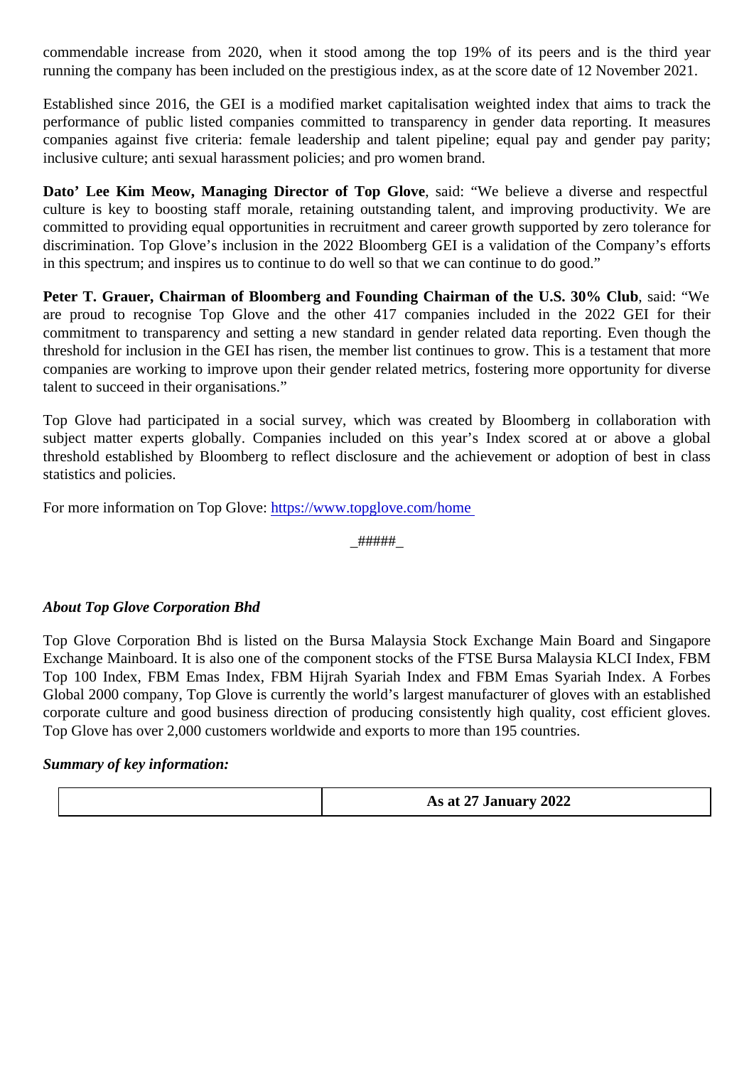commendable increase from 2020, when it stood among the top 19% of its peers and is the third year running the company has been included on the prestigious index, as at the score date of 12 November 2021.

Established since 2016, the GEI is a modified market capitalisation weighted index that aims to track the performance of public listed companies committed to transparency in gender data reporting. It measures companies against five criteria: female leadership and talent pipeline; equal pay and gender pay parity; inclusive culture; anti sexual harassment policies; and pro women brand.

**Dato' Lee Kim Meow, Managing Director of Top Glove**, said: "We believe a diverse and respectful culture is key to boosting staff morale, retaining outstanding talent, and improving productivity. We are committed to providing equal opportunities in recruitment and career growth supported by zero tolerance for discrimination. Top Glove's inclusion in the 2022 Bloomberg GEI is a validation of the Company's efforts in this spectrum; and inspires us to continue to do well so that we can continue to do good."

**Peter T. Grauer, Chairman of Bloomberg and Founding Chairman of the U.S. 30% Club**, said: "We are proud to recognise Top Glove and the other 417 companies included in the 2022 GEI for their commitment to transparency and setting a new standard in gender related data reporting. Even though the threshold for inclusion in the GEI has risen, the member list continues to grow. This is a testament that more companies are working to improve upon their gender related metrics, fostering more opportunity for diverse talent to succeed in their organisations."

Top Glove had participated in a social survey, which was created by Bloomberg in collaboration with subject matter experts globally. Companies included on this year's Index scored at or above a global threshold established by Bloomberg to reflect disclosure and the achievement or adoption of best in class statistics and policies.

For more information on Top Glove: https://www.topglove.com/home

_#####_

***About Top Glove Corporation Bhd***

Top Glove Corporation Bhd is listed on the Bursa Malaysia Stock Exchange Main Board and Singapore Exchange Mainboard. It is also one of the component stocks of the FTSE Bursa Malaysia KLCI Index, FBM Top 100 Index, FBM Emas Index, FBM Hijrah Syariah Index and FBM Emas Syariah Index. A Forbes Global 2000 company, Top Glove is currently the world's largest manufacturer of gloves with an established corporate culture and good business direction of producing consistently high quality, cost efficient gloves. Top Glove has over 2,000 customers worldwide and exports to more than 195 countries.

***Summary of key information:***

| | **As at 27 January 2022** |
|---|---|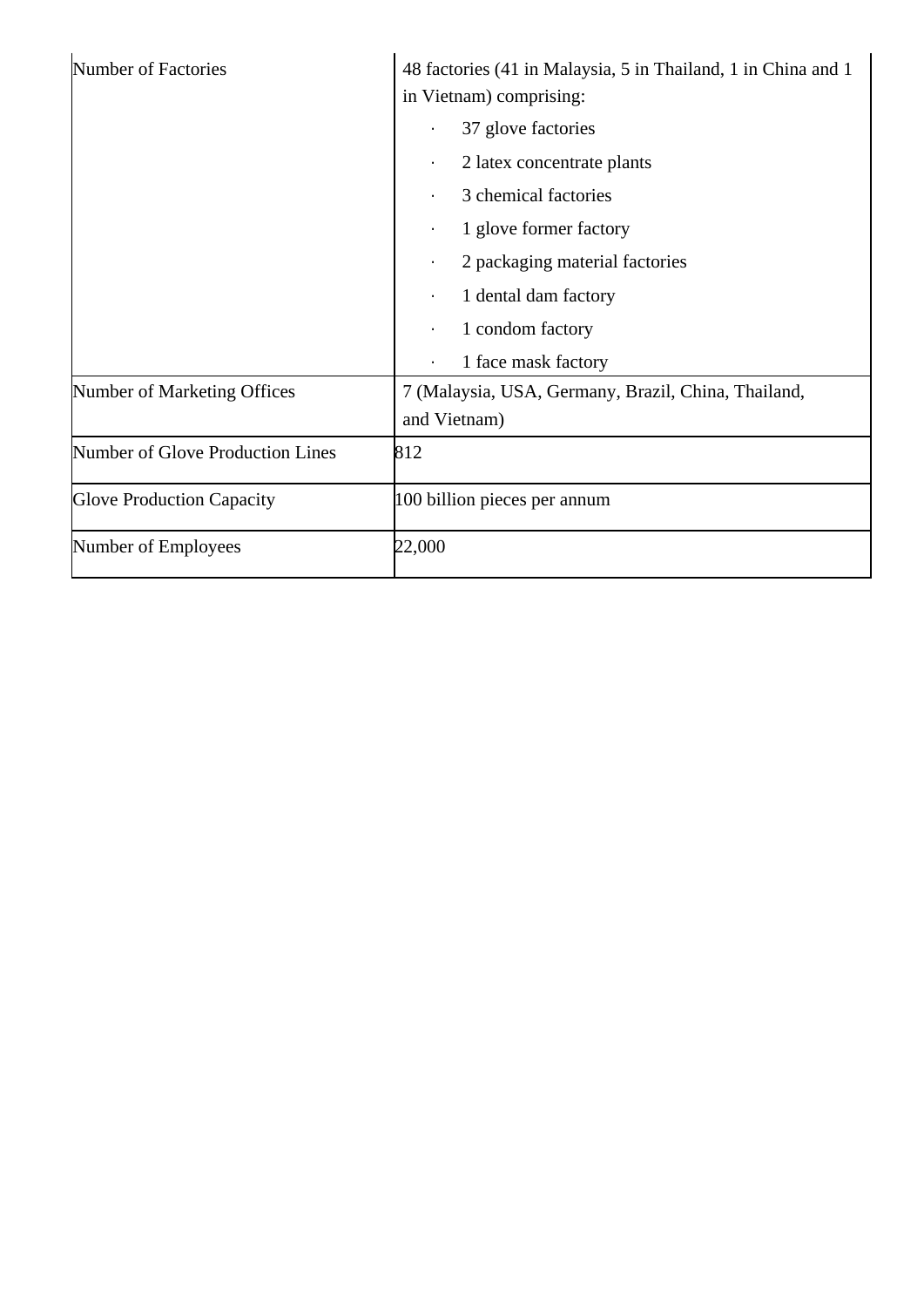| | |
|---|---|
| Number of Factories | 48 factories (41 in Malaysia, 5 in Thailand, 1 in China and 1 in Vietnam) comprising:<br>· 37 glove factories<br>· 2 latex concentrate plants<br>· 3 chemical factories<br>· 1 glove former factory<br>· 2 packaging material factories<br>· 1 dental dam factory<br>· 1 condom factory<br>· 1 face mask factory |
| Number of Marketing Offices | 7 (Malaysia, USA, Germany, Brazil, China, Thailand, and Vietnam) |
| Number of Glove Production Lines | 812 |
| Glove Production Capacity | 100 billion pieces per annum |
| Number of Employees | 22,000 |